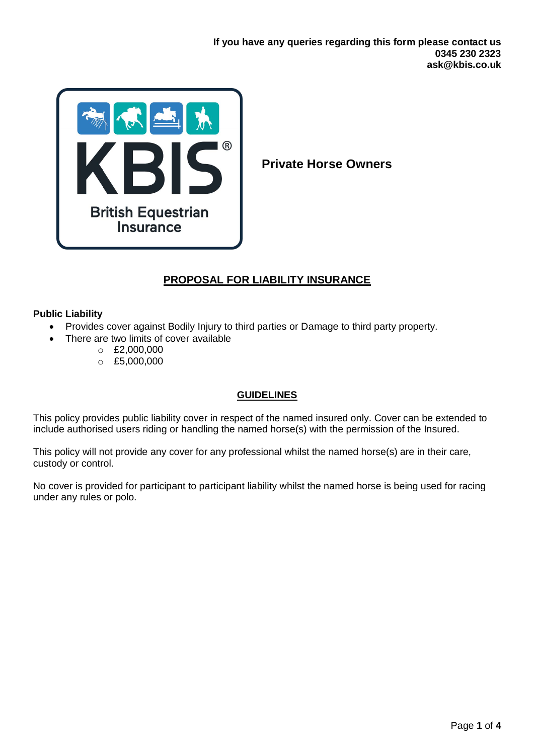**If you have any queries regarding this form please contact us**
**0345 230 2323**
**ask@kbis.co.uk**

KBIS®
British Equestrian Insurance

**Private Horse Owners**

# PROPOSAL FOR LIABILITY INSURANCE

**Public Liability**

- Provides cover against Bodily Injury to third parties or Damage to third party property.
- There are two limits of cover available
  - £2,000,000
  - £5,000,000

## GUIDELINES

This policy provides public liability cover in respect of the named insured only. Cover can be extended to include authorised users riding or handling the named horse(s) with the permission of the Insured.

This policy will not provide any cover for any professional whilst the named horse(s) are in their care, custody or control.

No cover is provided for participant to participant liability whilst the named horse is being used for racing under any rules or polo.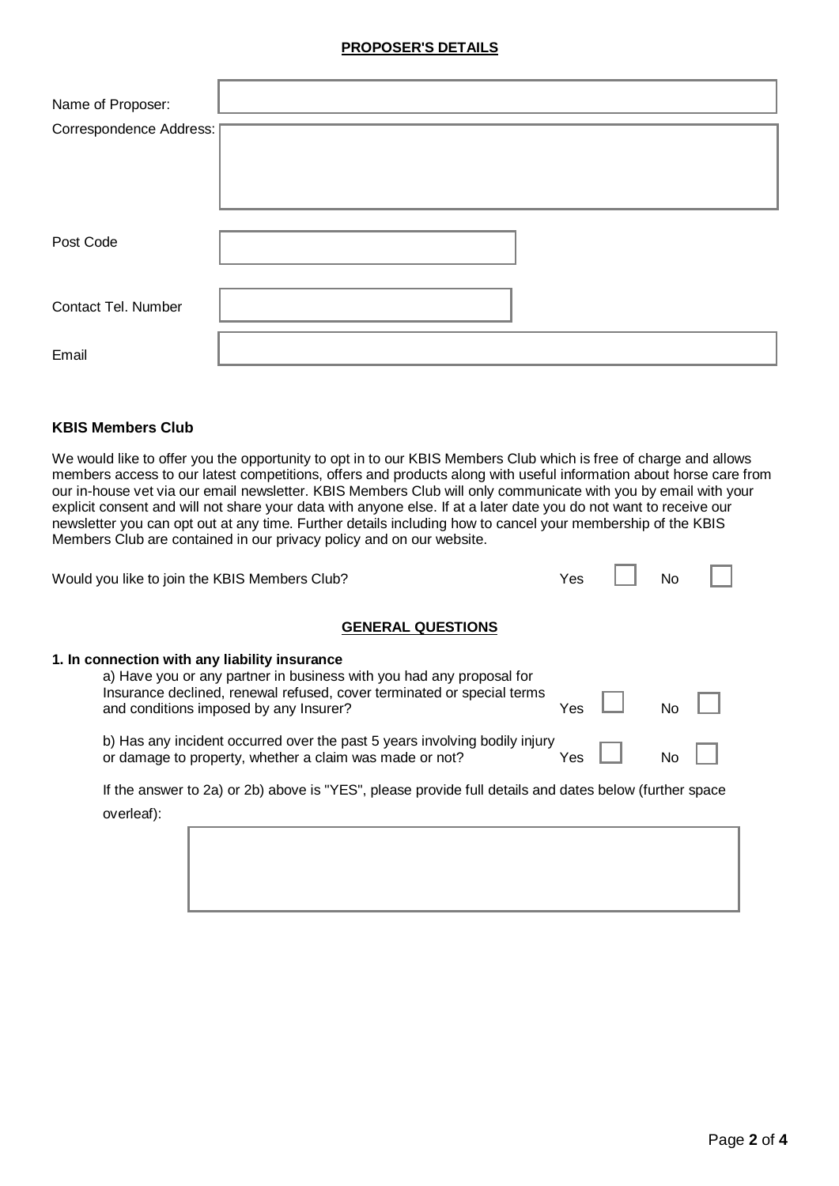## PROPOSER'S DETAILS

| | |
|---|---|
| Name of Proposer: | |
| Correspondence Address: | |
| Post Code | |
| Contact Tel. Number | |
| Email | |

**KBIS Members Club**

We would like to offer you the opportunity to opt in to our KBIS Members Club which is free of charge and allows members access to our latest competitions, offers and products along with useful information about horse care from our in-house vet via our email newsletter. KBIS Members Club will only communicate with you by email with your explicit consent and will not share your data with anyone else. If at a later date you do not want to receive our newsletter you can opt out at any time. Further details including how to cancel your membership of the KBIS Members Club are contained in our privacy policy and on our website.

Would you like to join the KBIS Members Club? Yes ☐ No ☐

## GENERAL QUESTIONS

**1. In connection with any liability insurance**

a) Have you or any partner in business with you had any proposal for Insurance declined, renewal refused, cover terminated or special terms and conditions imposed by any Insurer? Yes ☐ No ☐

b) Has any incident occurred over the past 5 years involving bodily injury or damage to property, whether a claim was made or not? Yes ☐ No ☐

If the answer to 2a) or 2b) above is "YES", please provide full details and dates below (further space overleaf):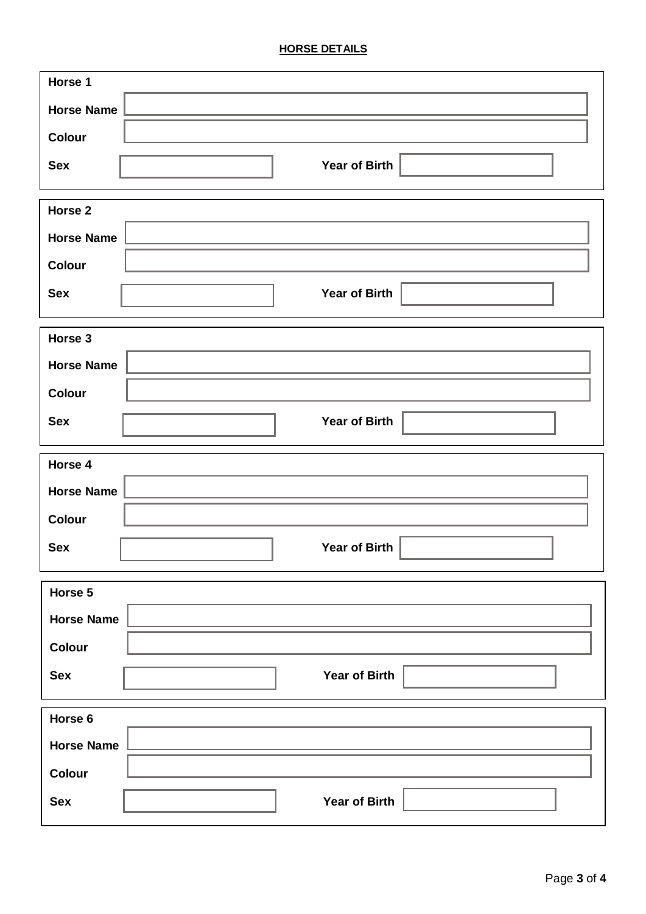## HORSE DETAILS

**Horse 1**

| | | | |
|---|---|---|---|
| **Horse Name** | | | |
| **Colour** | | | |
| **Sex** | | **Year of Birth** | |

**Horse 2**

| | | | |
|---|---|---|---|
| **Horse Name** | | | |
| **Colour** | | | |
| **Sex** | | **Year of Birth** | |

**Horse 3**

| | | | |
|---|---|---|---|
| **Horse Name** | | | |
| **Colour** | | | |
| **Sex** | | **Year of Birth** | |

**Horse 4**

| | | | |
|---|---|---|---|
| **Horse Name** | | | |
| **Colour** | | | |
| **Sex** | | **Year of Birth** | |

**Horse 5**

| | | | |
|---|---|---|---|
| **Horse Name** | | | |
| **Colour** | | | |
| **Sex** | | **Year of Birth** | |

**Horse 6**

| | | | |
|---|---|---|---|
| **Horse Name** | | | |
| **Colour** | | | |
| **Sex** | | **Year of Birth** | |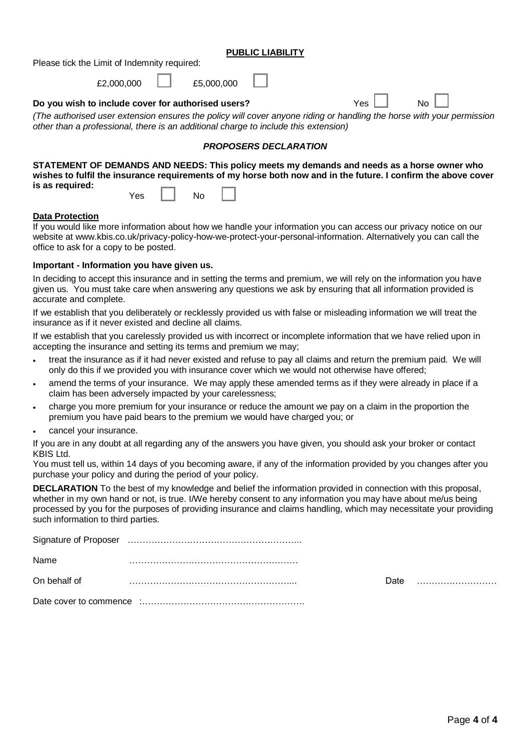## PUBLIC LIABILITY

Please tick the Limit of Indemnity required:

£2,000,000 ☐ £5,000,000 ☐

**Do you wish to include cover for authorised users?** Yes ☐ No ☐

*(The authorised user extension ensures the policy will cover anyone riding or handling the horse with your permission other than a professional, there is an additional charge to include this extension)*

## *PROPOSERS DECLARATION*

**STATEMENT OF DEMANDS AND NEEDS: This policy meets my demands and needs as a horse owner who wishes to fulfil the insurance requirements of my horse both now and in the future. I confirm the above cover is as required:** Yes ☐ No ☐

**Data Protection**

If you would like more information about how we handle your information you can access our privacy notice on our website at www.kbis.co.uk/privacy-policy-how-we-protect-your-personal-information. Alternatively you can call the office to ask for a copy to be posted.

**Important - Information you have given us.**

In deciding to accept this insurance and in setting the terms and premium, we will rely on the information you have given us. You must take care when answering any questions we ask by ensuring that all information provided is accurate and complete.

If we establish that you deliberately or recklessly provided us with false or misleading information we will treat the insurance as if it never existed and decline all claims.

If we establish that you carelessly provided us with incorrect or incomplete information that we have relied upon in accepting the insurance and setting its terms and premium we may;

- treat the insurance as if it had never existed and refuse to pay all claims and return the premium paid. We will only do this if we provided you with insurance cover which we would not otherwise have offered;
- amend the terms of your insurance. We may apply these amended terms as if they were already in place if a claim has been adversely impacted by your carelessness;
- charge you more premium for your insurance or reduce the amount we pay on a claim in the proportion the premium you have paid bears to the premium we would have charged you; or
- cancel your insurance.

If you are in any doubt at all regarding any of the answers you have given, you should ask your broker or contact KBIS Ltd.

You must tell us, within 14 days of you becoming aware, if any of the information provided by you changes after you purchase your policy and during the period of your policy.

**DECLARATION** To the best of my knowledge and belief the information provided in connection with this proposal, whether in my own hand or not, is true. I/We hereby consent to any information you may have about me/us being processed by you for the purposes of providing insurance and claims handling, which may necessitate your providing such information to third parties.

Signature of Proposer …………………………………………………..

Name …………………………………………………

On behalf of ………………………………………………... Date ………………………

Date cover to commence :……………………………………………….